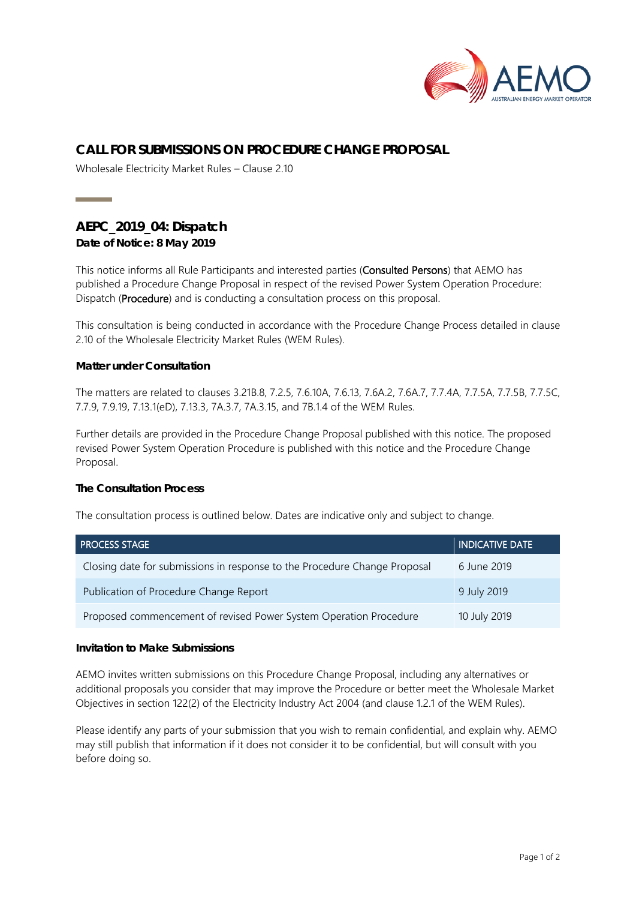# CALL FOR SUBMISSIONS ON PROCEDURE CHANGE PROPOSAL

Wholesale Electricity Market Rules – Clause 2.10

## AEPC_2019_04: Dispatch

**Date of Notice: 8 May 2019**

This notice informs all Rule Participants and interested parties (Consulted Persons) that AEMO has published a Procedure Change Proposal in respect of the revised Power System Operation Procedure: Dispatch (Procedure) and is conducting a consultation process on this proposal.

This consultation is being conducted in accordance with the Procedure Change Process detailed in clause 2.10 of the Wholesale Electricity Market Rules (WEM Rules).

### Matter under Consultation

The matters are related to clauses 3.21B.8, 7.2.5, 7.6.10A, 7.6.13, 7.6A.2, 7.6A.7, 7.7.4A, 7.7.5A, 7.7.5B, 7.7.5C, 7.7.9, 7.9.19, 7.13.1(eD), 7.13.3, 7A.3.7, 7A.3.15, and 7B.1.4 of the WEM Rules.

Further details are provided in the Procedure Change Proposal published with this notice. The proposed revised Power System Operation Procedure is published with this notice and the Procedure Change Proposal.

### The Consultation Process

The consultation process is outlined below. Dates are indicative only and subject to change.

| PROCESS STAGE | INDICATIVE DATE |
| --- | --- |
| Closing date for submissions in response to the Procedure Change Proposal | 6 June 2019 |
| Publication of Procedure Change Report | 9 July 2019 |
| Proposed commencement of revised Power System Operation Procedure | 10 July 2019 |

### Invitation to Make Submissions

AEMO invites written submissions on this Procedure Change Proposal, including any alternatives or additional proposals you consider that may improve the Procedure or better meet the Wholesale Market Objectives in section 122(2) of the Electricity Industry Act 2004 (and clause 1.2.1 of the WEM Rules).

Please identify any parts of your submission that you wish to remain confidential, and explain why. AEMO may still publish that information if it does not consider it to be confidential, but will consult with you before doing so.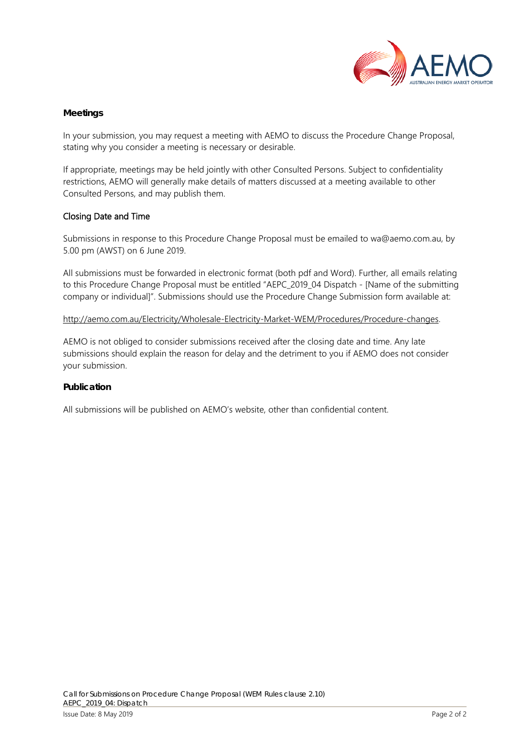## Meetings

In your submission, you may request a meeting with AEMO to discuss the Procedure Change Proposal, stating why you consider a meeting is necessary or desirable.

If appropriate, meetings may be held jointly with other Consulted Persons. Subject to confidentiality restrictions, AEMO will generally make details of matters discussed at a meeting available to other Consulted Persons, and may publish them.

### Closing Date and Time

Submissions in response to this Procedure Change Proposal must be emailed to wa@aemo.com.au, by 5.00 pm (AWST) on 6 June 2019.

All submissions must be forwarded in electronic format (both pdf and Word). Further, all emails relating to this Procedure Change Proposal must be entitled "AEPC_2019_04 Dispatch - [Name of the submitting company or individual]". Submissions should use the Procedure Change Submission form available at:

http://aemo.com.au/Electricity/Wholesale-Electricity-Market-WEM/Procedures/Procedure-changes.

AEMO is not obliged to consider submissions received after the closing date and time. Any late submissions should explain the reason for delay and the detriment to you if AEMO does not consider your submission.

## Publication

All submissions will be published on AEMO's website, other than confidential content.